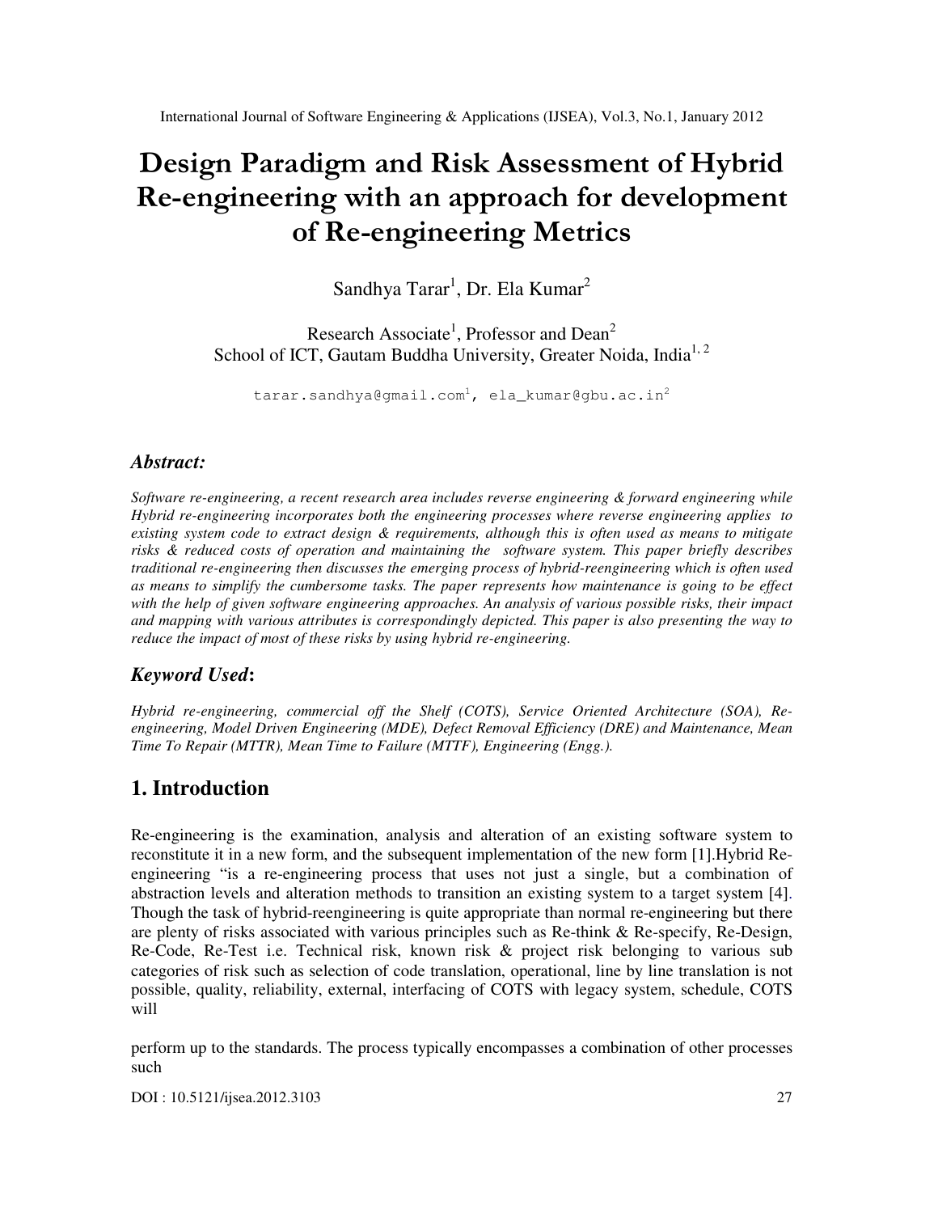# Design Paradigm and Risk Assessment of Hybrid Re-engineering with an approach for development of Re-engineering Metrics

Sandhya Tarar[1], Dr. Ela Kumar[2]

Research Associate[1], Professor and Dean[2]
School of ICT, Gautam Buddha University, Greater Noida, India[1, 2]

tarar.sandhya@gmail.com[1], ela_kumar@gbu.ac.in[2]

### *Abstract:*

*Software re-engineering, a recent research area includes reverse engineering & forward engineering while Hybrid re-engineering incorporates both the engineering processes where reverse engineering applies to existing system code to extract design & requirements, although this is often used as means to mitigate risks & reduced costs of operation and maintaining the software system. This paper briefly describes traditional re-engineering then discusses the emerging process of hybrid-reengineering which is often used as means to simplify the cumbersome tasks. The paper represents how maintenance is going to be effect with the help of given software engineering approaches. An analysis of various possible risks, their impact and mapping with various attributes is correspondingly depicted. This paper is also presenting the way to reduce the impact of most of these risks by using hybrid re-engineering.*

### *Keyword Used*:

*Hybrid re-engineering, commercial off the Shelf (COTS), Service Oriented Architecture (SOA), Re-engineering, Model Driven Engineering (MDE), Defect Removal Efficiency (DRE) and Maintenance, Mean Time To Repair (MTTR), Mean Time to Failure (MTTF), Engineering (Engg.).*

## 1. Introduction

Re-engineering is the examination, analysis and alteration of an existing software system to reconstitute it in a new form, and the subsequent implementation of the new form [1].Hybrid Re-engineering "is a re-engineering process that uses not just a single, but a combination of abstraction levels and alteration methods to transition an existing system to a target system [4]. Though the task of hybrid-reengineering is quite appropriate than normal re-engineering but there are plenty of risks associated with various principles such as Re-think & Re-specify, Re-Design, Re-Code, Re-Test i.e. Technical risk, known risk & project risk belonging to various sub categories of risk such as selection of code translation, operational, line by line translation is not possible, quality, reliability, external, interfacing of COTS with legacy system, schedule, COTS will

perform up to the standards. The process typically encompasses a combination of other processes such

DOI : 10.5121/ijsea.2012.3103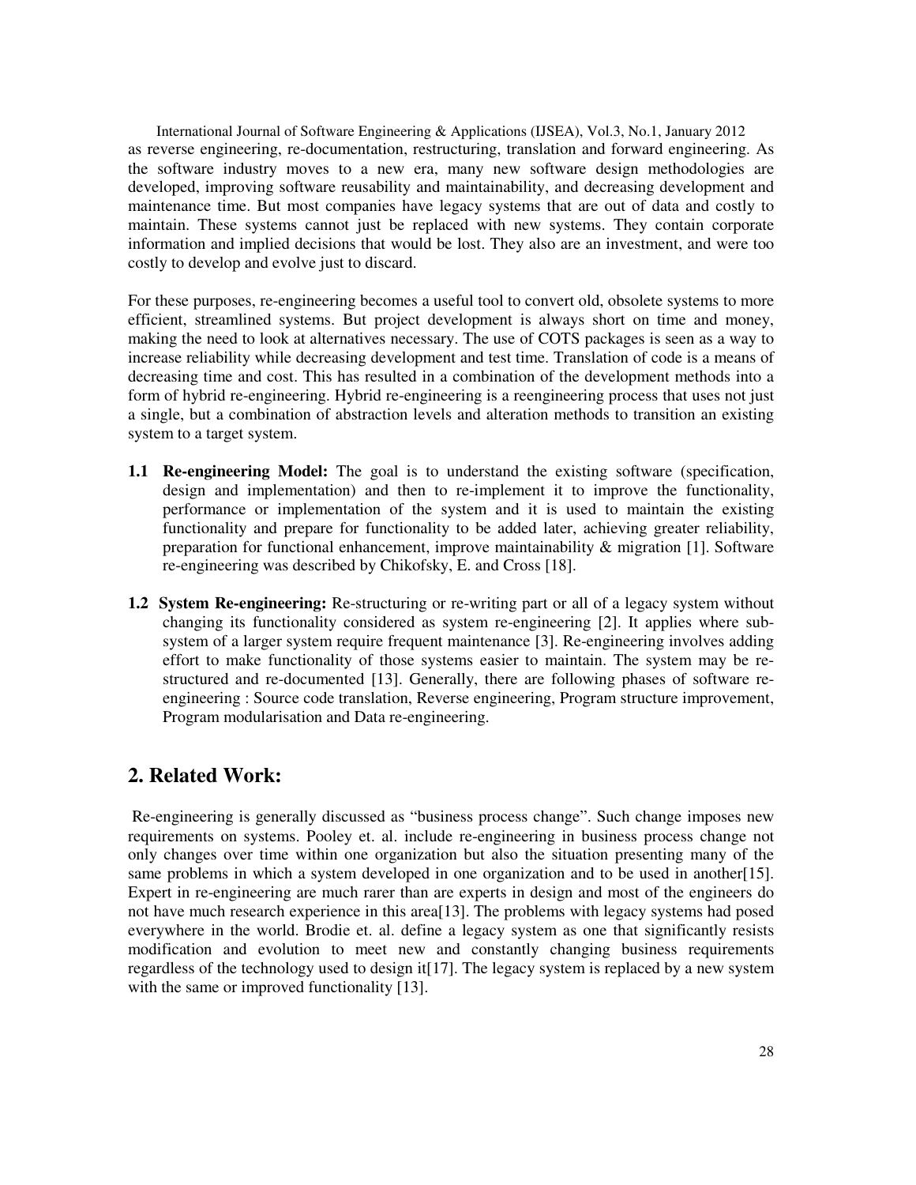as reverse engineering, re-documentation, restructuring, translation and forward engineering. As the software industry moves to a new era, many new software design methodologies are developed, improving software reusability and maintainability, and decreasing development and maintenance time. But most companies have legacy systems that are out of data and costly to maintain. These systems cannot just be replaced with new systems. They contain corporate information and implied decisions that would be lost. They also are an investment, and were too costly to develop and evolve just to discard.

For these purposes, re-engineering becomes a useful tool to convert old, obsolete systems to more efficient, streamlined systems. But project development is always short on time and money, making the need to look at alternatives necessary. The use of COTS packages is seen as a way to increase reliability while decreasing development and test time. Translation of code is a means of decreasing time and cost. This has resulted in a combination of the development methods into a form of hybrid re-engineering. Hybrid re-engineering is a reengineering process that uses not just a single, but a combination of abstraction levels and alteration methods to transition an existing system to a target system.

- **1.1 Re-engineering Model:** The goal is to understand the existing software (specification, design and implementation) and then to re-implement it to improve the functionality, performance or implementation of the system and it is used to maintain the existing functionality and prepare for functionality to be added later, achieving greater reliability, preparation for functional enhancement, improve maintainability & migration [1]. Software re-engineering was described by Chikofsky, E. and Cross [18].
- **1.2 System Re-engineering:** Re-structuring or re-writing part or all of a legacy system without changing its functionality considered as system re-engineering [2]. It applies where sub-system of a larger system require frequent maintenance [3]. Re-engineering involves adding effort to make functionality of those systems easier to maintain. The system may be re-structured and re-documented [13]. Generally, there are following phases of software re-engineering : Source code translation, Reverse engineering, Program structure improvement, Program modularisation and Data re-engineering.

## 2. Related Work:

Re-engineering is generally discussed as "business process change". Such change imposes new requirements on systems. Pooley et. al. include re-engineering in business process change not only changes over time within one organization but also the situation presenting many of the same problems in which a system developed in one organization and to be used in another[15]. Expert in re-engineering are much rarer than are experts in design and most of the engineers do not have much research experience in this area[13]. The problems with legacy systems had posed everywhere in the world. Brodie et. al. define a legacy system as one that significantly resists modification and evolution to meet new and constantly changing business requirements regardless of the technology used to design it[17]. The legacy system is replaced by a new system with the same or improved functionality [13].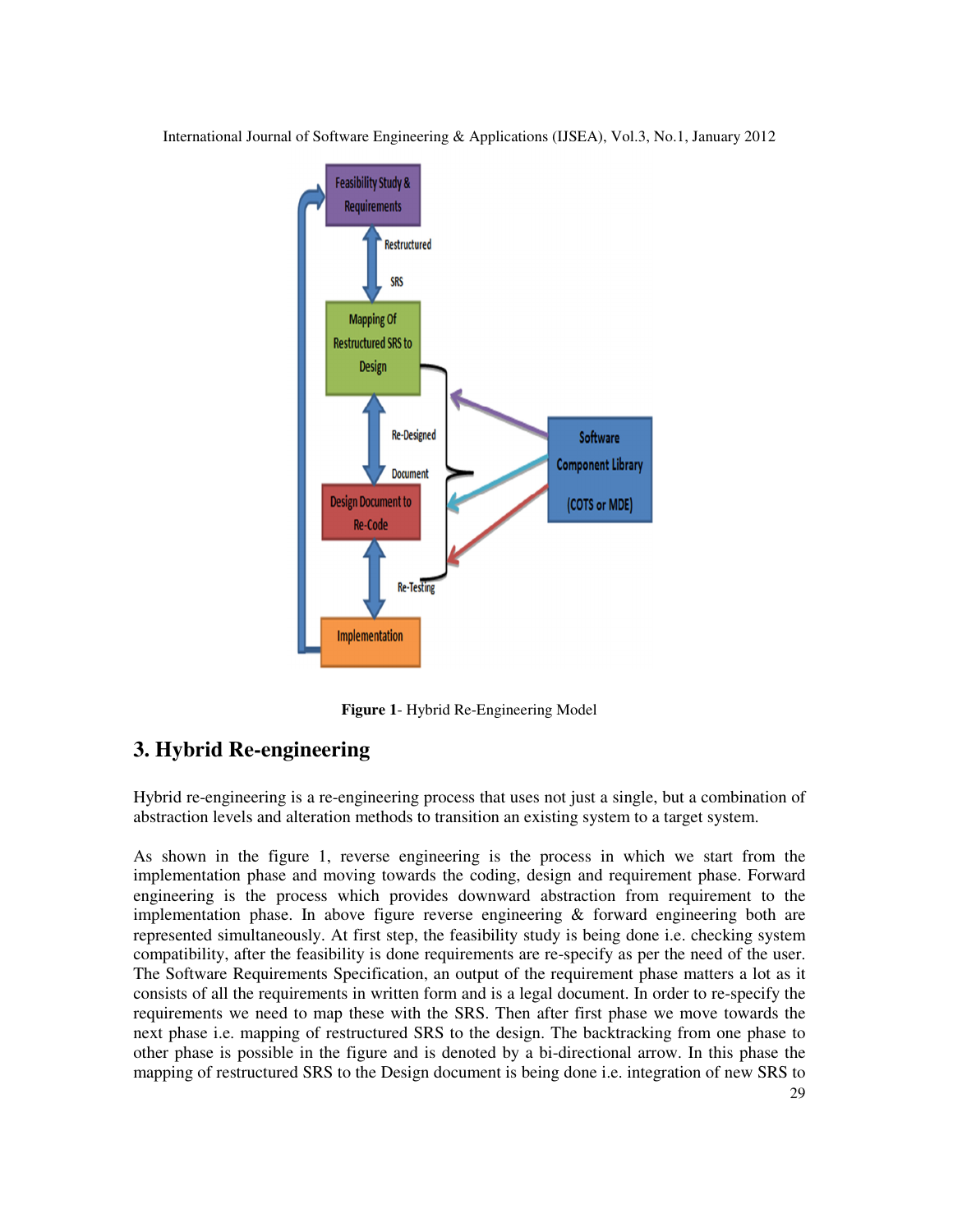Figure 1- Hybrid Re-Engineering Model

## 3. Hybrid Re-engineering

Hybrid re-engineering is a re-engineering process that uses not just a single, but a combination of abstraction levels and alteration methods to transition an existing system to a target system.

As shown in the figure 1, reverse engineering is the process in which we start from the implementation phase and moving towards the coding, design and requirement phase. Forward engineering is the process which provides downward abstraction from requirement to the implementation phase. In above figure reverse engineering & forward engineering both are represented simultaneously. At first step, the feasibility study is being done i.e. checking system compatibility, after the feasibility is done requirements are re-specify as per the need of the user. The Software Requirements Specification, an output of the requirement phase matters a lot as it consists of all the requirements in written form and is a legal document. In order to re-specify the requirements we need to map these with the SRS. Then after first phase we move towards the next phase i.e. mapping of restructured SRS to the design. The backtracking from one phase to other phase is possible in the figure and is denoted by a bi-directional arrow. In this phase the mapping of restructured SRS to the Design document is being done i.e. integration of new SRS to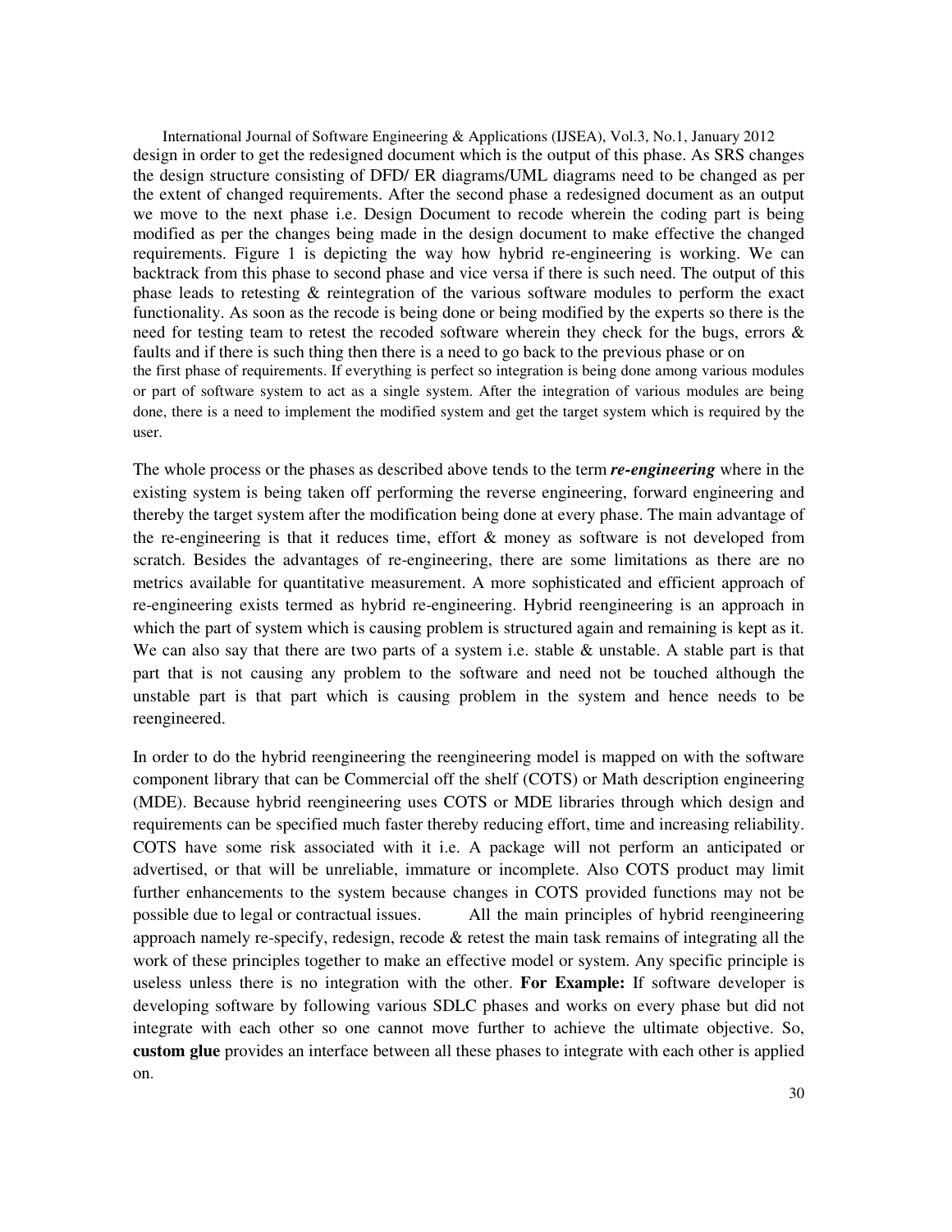design in order to get the redesigned document which is the output of this phase. As SRS changes the design structure consisting of DFD/ ER diagrams/UML diagrams need to be changed as per the extent of changed requirements. After the second phase a redesigned document as an output we move to the next phase i.e. Design Document to recode wherein the coding part is being modified as per the changes being made in the design document to make effective the changed requirements. Figure 1 is depicting the way how hybrid re-engineering is working. We can backtrack from this phase to second phase and vice versa if there is such need. The output of this phase leads to retesting & reintegration of the various software modules to perform the exact functionality. As soon as the recode is being done or being modified by the experts so there is the need for testing team to retest the recoded software wherein they check for the bugs, errors & faults and if there is such thing then there is a need to go back to the previous phase or on the first phase of requirements. If everything is perfect so integration is being done among various modules or part of software system to act as a single system. After the integration of various modules are being done, there is a need to implement the modified system and get the target system which is required by the user.

The whole process or the phases as described above tends to the term ***re-engineering*** where in the existing system is being taken off performing the reverse engineering, forward engineering and thereby the target system after the modification being done at every phase. The main advantage of the re-engineering is that it reduces time, effort & money as software is not developed from scratch. Besides the advantages of re-engineering, there are some limitations as there are no metrics available for quantitative measurement. A more sophisticated and efficient approach of re-engineering exists termed as hybrid re-engineering. Hybrid reengineering is an approach in which the part of system which is causing problem is structured again and remaining is kept as it. We can also say that there are two parts of a system i.e. stable & unstable. A stable part is that part that is not causing any problem to the software and need not be touched although the unstable part is that part which is causing problem in the system and hence needs to be reengineered.

In order to do the hybrid reengineering the reengineering model is mapped on with the software component library that can be Commercial off the shelf (COTS) or Math description engineering (MDE). Because hybrid reengineering uses COTS or MDE libraries through which design and requirements can be specified much faster thereby reducing effort, time and increasing reliability. COTS have some risk associated with it i.e. A package will not perform an anticipated or advertised, or that will be unreliable, immature or incomplete. Also COTS product may limit further enhancements to the system because changes in COTS provided functions may not be possible due to legal or contractual issues. All the main principles of hybrid reengineering approach namely re-specify, redesign, recode & retest the main task remains of integrating all the work of these principles together to make an effective model or system. Any specific principle is useless unless there is no integration with the other. **For Example:** If software developer is developing software by following various SDLC phases and works on every phase but did not integrate with each other so one cannot move further to achieve the ultimate objective. So, **custom glue** provides an interface between all these phases to integrate with each other is applied on.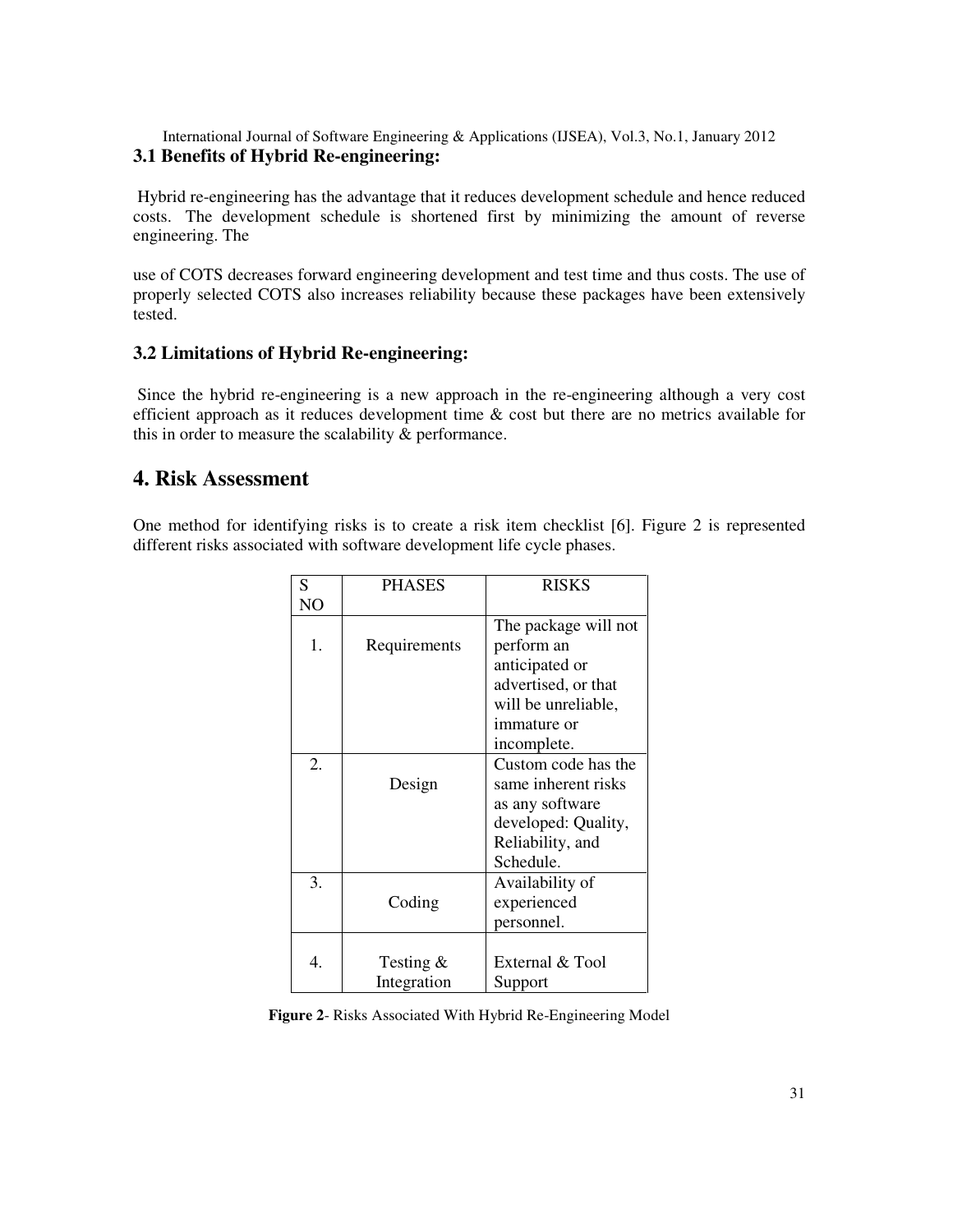### 3.1 Benefits of Hybrid Re-engineering:

Hybrid re-engineering has the advantage that it reduces development schedule and hence reduced costs. The development schedule is shortened first by minimizing the amount of reverse engineering. The

use of COTS decreases forward engineering development and test time and thus costs. The use of properly selected COTS also increases reliability because these packages have been extensively tested.

### 3.2 Limitations of Hybrid Re-engineering:

Since the hybrid re-engineering is a new approach in the re-engineering although a very cost efficient approach as it reduces development time & cost but there are no metrics available for this in order to measure the scalability & performance.

## 4. Risk Assessment

One method for identifying risks is to create a risk item checklist [6]. Figure 2 is represented different risks associated with software development life cycle phases.

| S NO | PHASES | RISKS |
|---|---|---|
| 1. | Requirements | The package will not perform an anticipated or advertised, or that will be unreliable, immature or incomplete. |
| 2. | Design | Custom code has the same inherent risks as any software developed: Quality, Reliability, and Schedule. |
| 3. | Coding | Availability of experienced personnel. |
| 4. | Testing & Integration | External & Tool Support |

**Figure 2**- Risks Associated With Hybrid Re-Engineering Model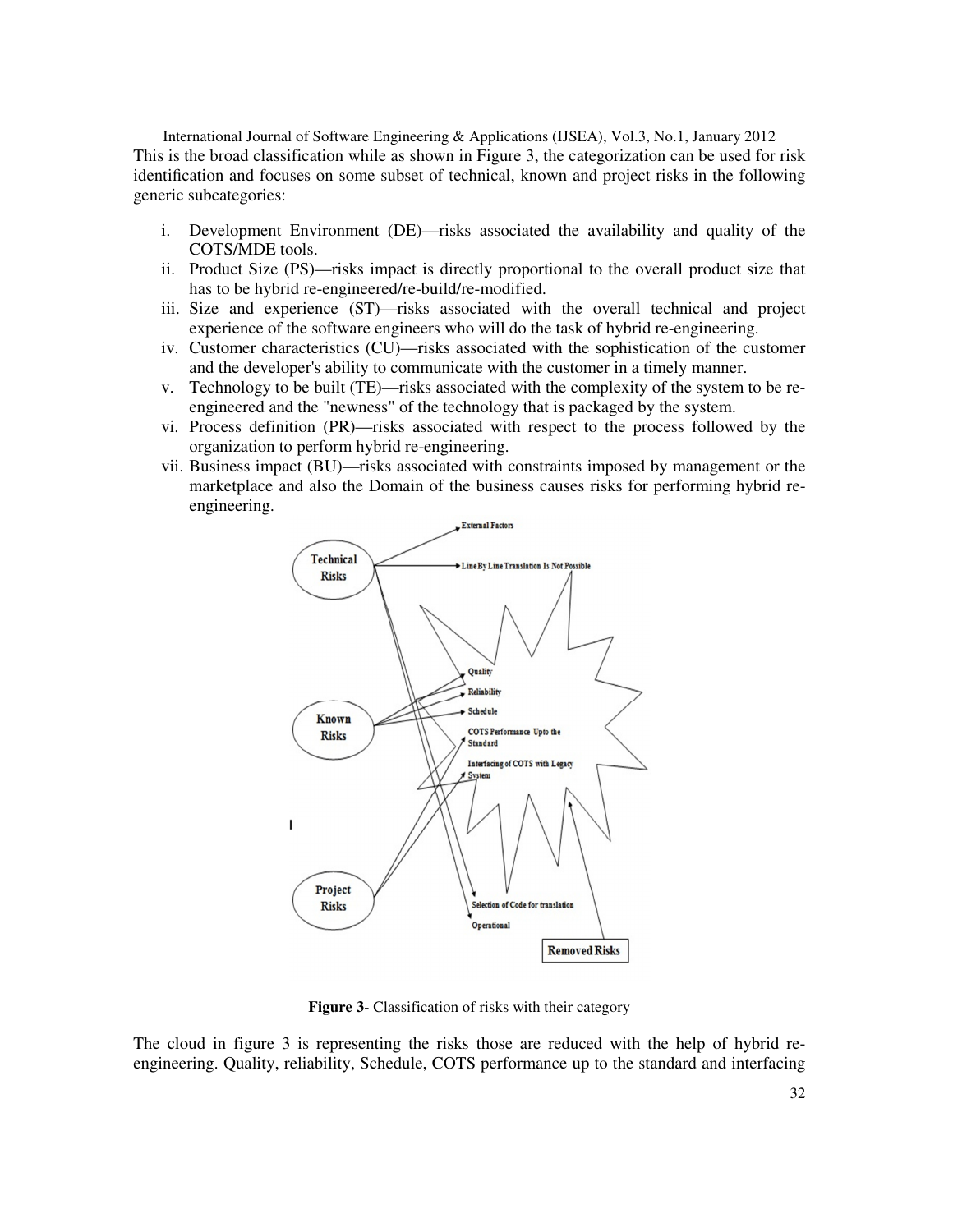This is the broad classification while as shown in Figure 3, the categorization can be used for risk identification and focuses on some subset of technical, known and project risks in the following generic subcategories:

i. Development Environment (DE)—risks associated the availability and quality of the COTS/MDE tools.
ii. Product Size (PS)—risks impact is directly proportional to the overall product size that has to be hybrid re-engineered/re-build/re-modified.
iii. Size and experience (ST)—risks associated with the overall technical and project experience of the software engineers who will do the task of hybrid re-engineering.
iv. Customer characteristics (CU)—risks associated with the sophistication of the customer and the developer's ability to communicate with the customer in a timely manner.
v. Technology to be built (TE)—risks associated with the complexity of the system to be re-engineered and the "newness" of the technology that is packaged by the system.
vi. Process definition (PR)—risks associated with respect to the process followed by the organization to perform hybrid re-engineering.
vii. Business impact (BU)—risks associated with constraints imposed by management or the marketplace and also the Domain of the business causes risks for performing hybrid re-engineering.

**Figure 3**- Classification of risks with their category

The cloud in figure 3 is representing the risks those are reduced with the help of hybrid re-engineering. Quality, reliability, Schedule, COTS performance up to the standard and interfacing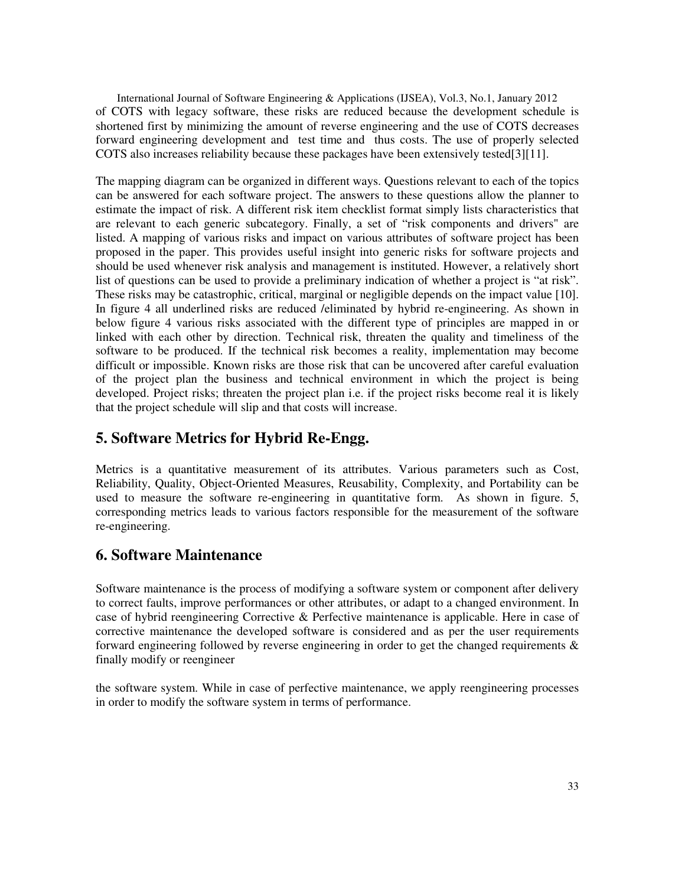of COTS with legacy software, these risks are reduced because the development schedule is shortened first by minimizing the amount of reverse engineering and the use of COTS decreases forward engineering development and test time and thus costs. The use of properly selected COTS also increases reliability because these packages have been extensively tested[3][11].

The mapping diagram can be organized in different ways. Questions relevant to each of the topics can be answered for each software project. The answers to these questions allow the planner to estimate the impact of risk. A different risk item checklist format simply lists characteristics that are relevant to each generic subcategory. Finally, a set of "risk components and drivers" are listed. A mapping of various risks and impact on various attributes of software project has been proposed in the paper. This provides useful insight into generic risks for software projects and should be used whenever risk analysis and management is instituted. However, a relatively short list of questions can be used to provide a preliminary indication of whether a project is "at risk". These risks may be catastrophic, critical, marginal or negligible depends on the impact value [10]. In figure 4 all underlined risks are reduced /eliminated by hybrid re-engineering. As shown in below figure 4 various risks associated with the different type of principles are mapped in or linked with each other by direction. Technical risk, threaten the quality and timeliness of the software to be produced. If the technical risk becomes a reality, implementation may become difficult or impossible. Known risks are those risk that can be uncovered after careful evaluation of the project plan the business and technical environment in which the project is being developed. Project risks; threaten the project plan i.e. if the project risks become real it is likely that the project schedule will slip and that costs will increase.

## 5. Software Metrics for Hybrid Re-Engg.

Metrics is a quantitative measurement of its attributes. Various parameters such as Cost, Reliability, Quality, Object-Oriented Measures, Reusability, Complexity, and Portability can be used to measure the software re-engineering in quantitative form. As shown in figure. 5, corresponding metrics leads to various factors responsible for the measurement of the software re-engineering.

## 6. Software Maintenance

Software maintenance is the process of modifying a software system or component after delivery to correct faults, improve performances or other attributes, or adapt to a changed environment. In case of hybrid reengineering Corrective & Perfective maintenance is applicable. Here in case of corrective maintenance the developed software is considered and as per the user requirements forward engineering followed by reverse engineering in order to get the changed requirements & finally modify or reengineer

the software system. While in case of perfective maintenance, we apply reengineering processes in order to modify the software system in terms of performance.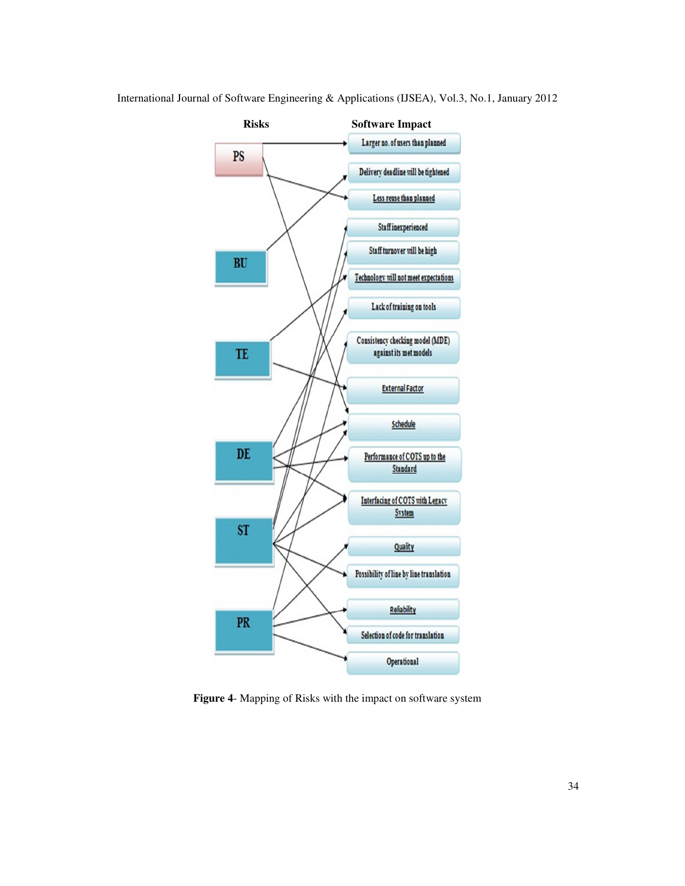**Risks**

- PS
- BU
- TE
- DE
- ST
- PR

**Software Impact**

- Larger no. of users than planned
- Delivery deadline will be tightened
- Less reuse than planned
- Staff inexperienced
- Staff turnover will be high
- Technology will not meet expectations
- Lack of training on tools
- Consistency checking model (MDE) against its met models
- External Factor
- Schedule
- Performance of COTS up to the Standard
- Interfacing of COTS with Legacy System
- Quality
- Possibility of line by line translation
- Reliabilty
- Selection of code for translation
- Operational

**Figure 4**- Mapping of Risks with the impact on software system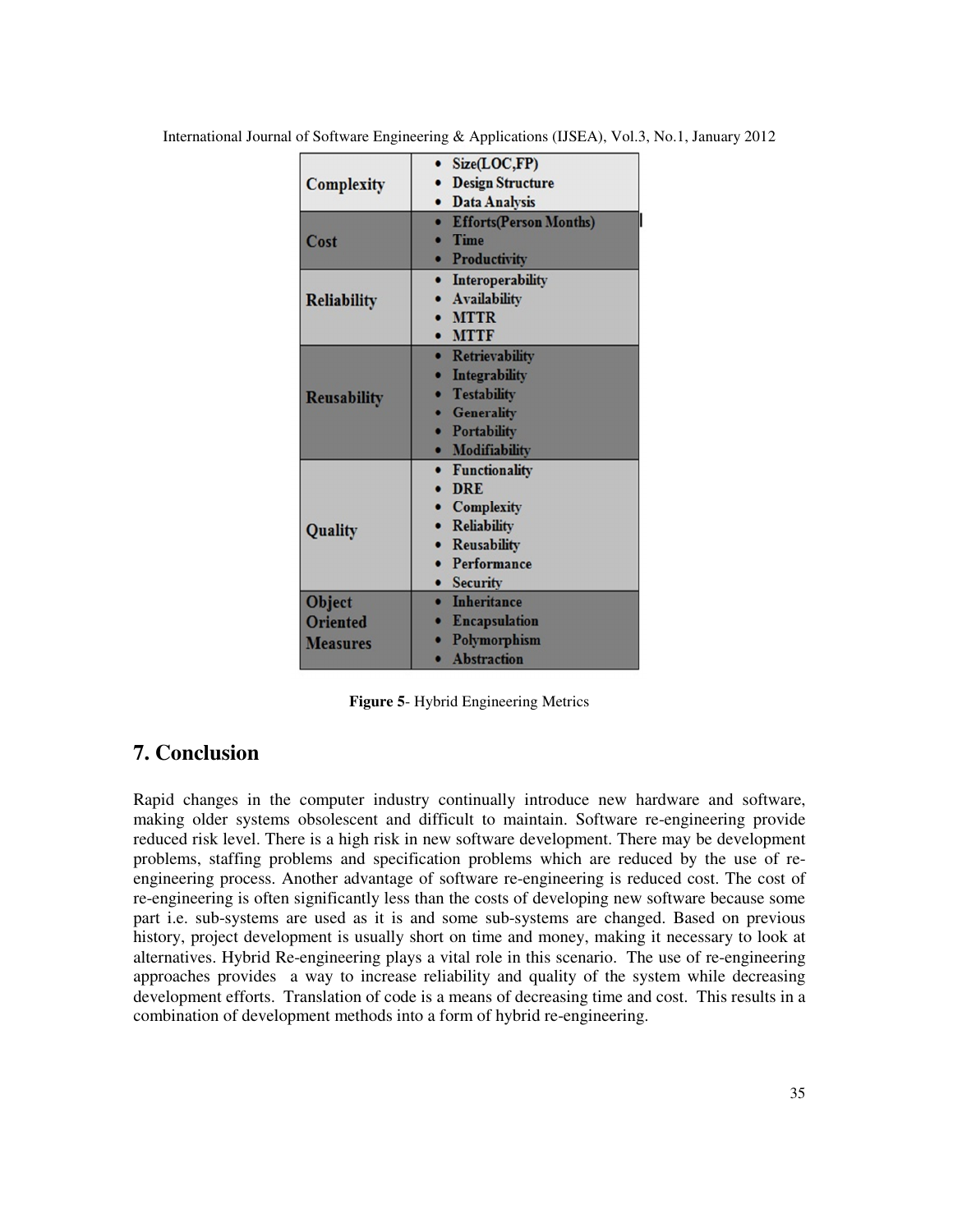| Complexity | • Size(LOC,FP)<br>• Design Structure<br>• Data Analysis |
|---|---|
| Cost | • Efforts(Person Months)<br>• Time<br>• Productivity |
| Reliability | • Interoperability<br>• Availability<br>• MTTR<br>• MTTF |
| Reusability | • Retrievability<br>• Integrability<br>• Testability<br>• Generality<br>• Portability<br>• Modifiability |
| Quality | • Functionality<br>• DRE<br>• Complexity<br>• Reliability<br>• Reusability<br>• Performance<br>• Security |
| Object Oriented Measures | • Inheritance<br>• Encapsulation<br>• Polymorphism<br>• Abstraction |

**Figure 5**- Hybrid Engineering Metrics

## 7. Conclusion

Rapid changes in the computer industry continually introduce new hardware and software, making older systems obsolescent and difficult to maintain. Software re-engineering provide reduced risk level. There is a high risk in new software development. There may be development problems, staffing problems and specification problems which are reduced by the use of re-engineering process. Another advantage of software re-engineering is reduced cost. The cost of re-engineering is often significantly less than the costs of developing new software because some part i.e. sub-systems are used as it is and some sub-systems are changed. Based on previous history, project development is usually short on time and money, making it necessary to look at alternatives. Hybrid Re-engineering plays a vital role in this scenario. The use of re-engineering approaches provides a way to increase reliability and quality of the system while decreasing development efforts. Translation of code is a means of decreasing time and cost. This results in a combination of development methods into a form of hybrid re-engineering.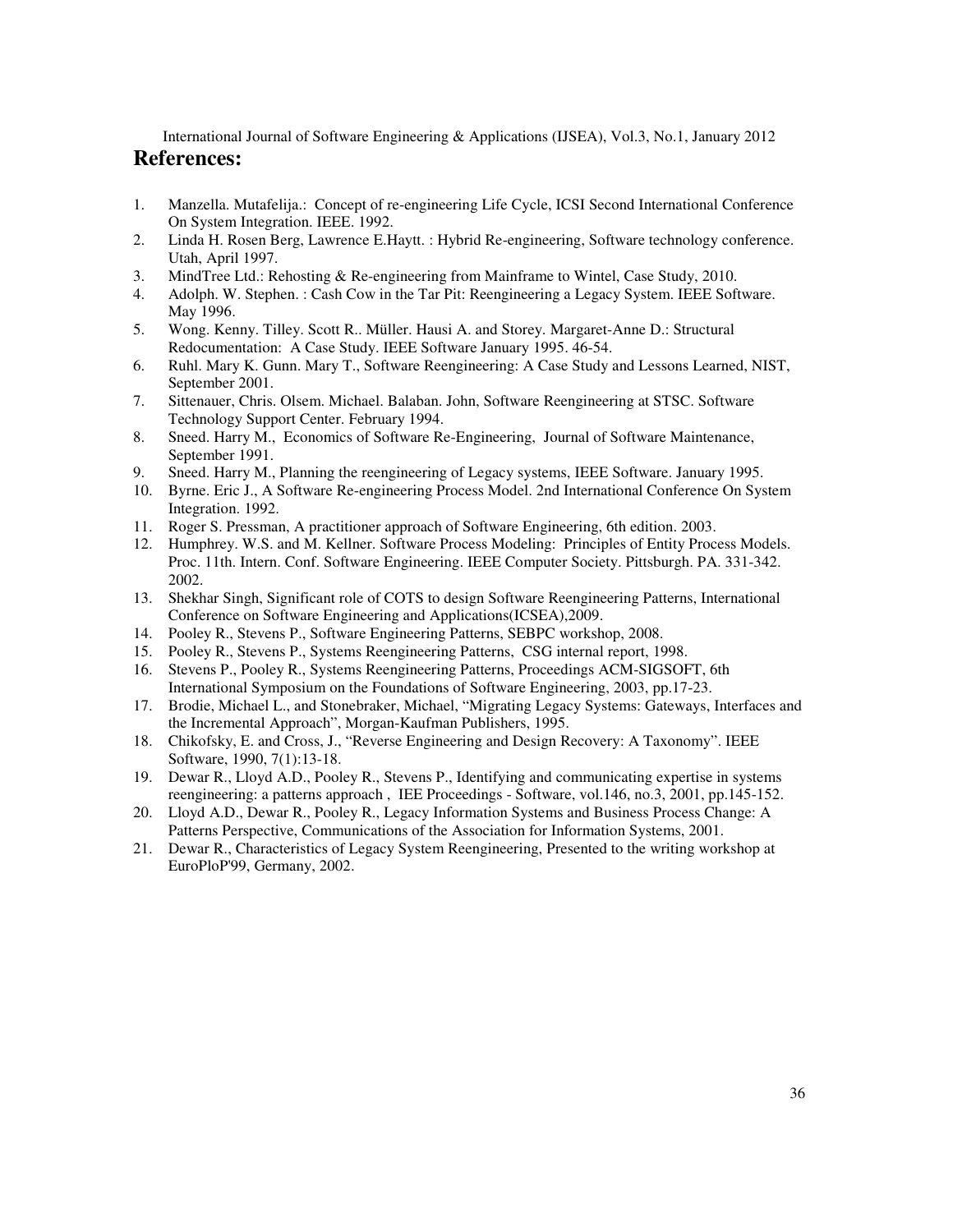## References:

1. Manzella. Mutafelija.: Concept of re-engineering Life Cycle, ICSI Second International Conference On System Integration. IEEE. 1992.
2. Linda H. Rosen Berg, Lawrence E.Haytt. : Hybrid Re-engineering, Software technology conference. Utah, April 1997.
3. MindTree Ltd.: Rehosting & Re-engineering from Mainframe to Wintel, Case Study, 2010.
4. Adolph. W. Stephen. : Cash Cow in the Tar Pit: Reengineering a Legacy System. IEEE Software. May 1996.
5. Wong. Kenny. Tilley. Scott R.. Müller. Hausi A. and Storey. Margaret-Anne D.: Structural Redocumentation: A Case Study. IEEE Software January 1995. 46-54.
6. Ruhl. Mary K. Gunn. Mary T., Software Reengineering: A Case Study and Lessons Learned, NIST, September 2001.
7. Sittenauer, Chris. Olsem. Michael. Balaban. John, Software Reengineering at STSC. Software Technology Support Center. February 1994.
8. Sneed. Harry M., Economics of Software Re-Engineering, Journal of Software Maintenance, September 1991.
9. Sneed. Harry M., Planning the reengineering of Legacy systems, IEEE Software. January 1995.
10. Byrne. Eric J., A Software Re-engineering Process Model. 2nd International Conference On System Integration. 1992.
11. Roger S. Pressman, A practitioner approach of Software Engineering, 6th edition. 2003.
12. Humphrey. W.S. and M. Kellner. Software Process Modeling: Principles of Entity Process Models. Proc. 11th. Intern. Conf. Software Engineering. IEEE Computer Society. Pittsburgh. PA. 331-342. 2002.
13. Shekhar Singh, Significant role of COTS to design Software Reengineering Patterns, International Conference on Software Engineering and Applications(ICSEA),2009.
14. Pooley R., Stevens P., Software Engineering Patterns, SEBPC workshop, 2008.
15. Pooley R., Stevens P., Systems Reengineering Patterns, CSG internal report, 1998.
16. Stevens P., Pooley R., Systems Reengineering Patterns, Proceedings ACM-SIGSOFT, 6th International Symposium on the Foundations of Software Engineering, 2003, pp.17-23.
17. Brodie, Michael L., and Stonebraker, Michael, "Migrating Legacy Systems: Gateways, Interfaces and the Incremental Approach", Morgan-Kaufman Publishers, 1995.
18. Chikofsky, E. and Cross, J., "Reverse Engineering and Design Recovery: A Taxonomy". IEEE Software, 1990, 7(1):13-18.
19. Dewar R., Lloyd A.D., Pooley R., Stevens P., Identifying and communicating expertise in systems reengineering: a patterns approach , IEE Proceedings - Software, vol.146, no.3, 2001, pp.145-152.
20. Lloyd A.D., Dewar R., Pooley R., Legacy Information Systems and Business Process Change: A Patterns Perspective, Communications of the Association for Information Systems, 2001.
21. Dewar R., Characteristics of Legacy System Reengineering, Presented to the writing workshop at EuroPloP'99, Germany, 2002.